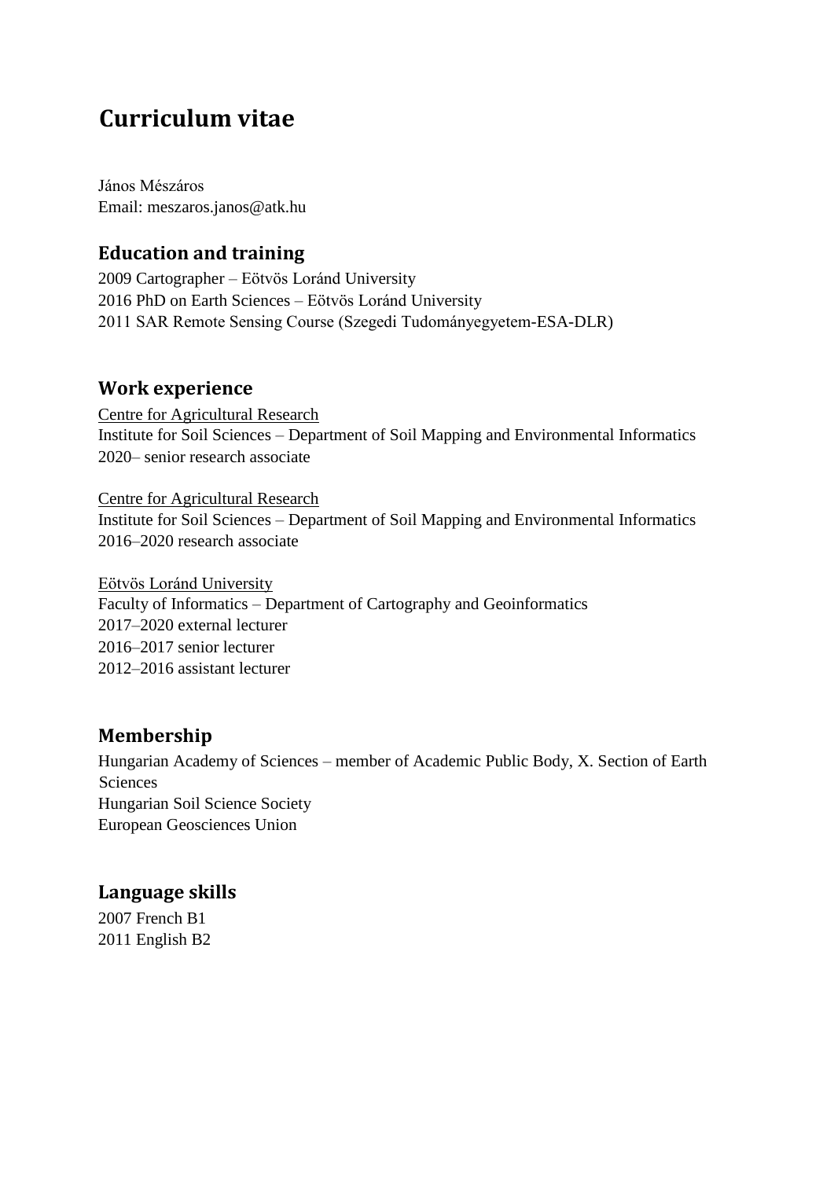# Curriculum vitae

János Mészáros
Email: meszaros.janos@atk.hu

## Education and training

2009 Cartographer – Eötvös Loránd University
2016 PhD on Earth Sciences – Eötvös Loránd University
2011 SAR Remote Sensing Course (Szegedi Tudományegyetem-ESA-DLR)

## Work experience

<u>Centre for Agricultural Research</u>
Institute for Soil Sciences – Department of Soil Mapping and Environmental Informatics
2020– senior research associate

<u>Centre for Agricultural Research</u>
Institute for Soil Sciences – Department of Soil Mapping and Environmental Informatics
2016–2020 research associate

<u>Eötvös Loránd University</u>
Faculty of Informatics – Department of Cartography and Geoinformatics
2017–2020 external lecturer
2016–2017 senior lecturer
2012–2016 assistant lecturer

## Membership

Hungarian Academy of Sciences – member of Academic Public Body, X. Section of Earth Sciences
Hungarian Soil Science Society
European Geosciences Union

## Language skills

2007 French B1
2011 English B2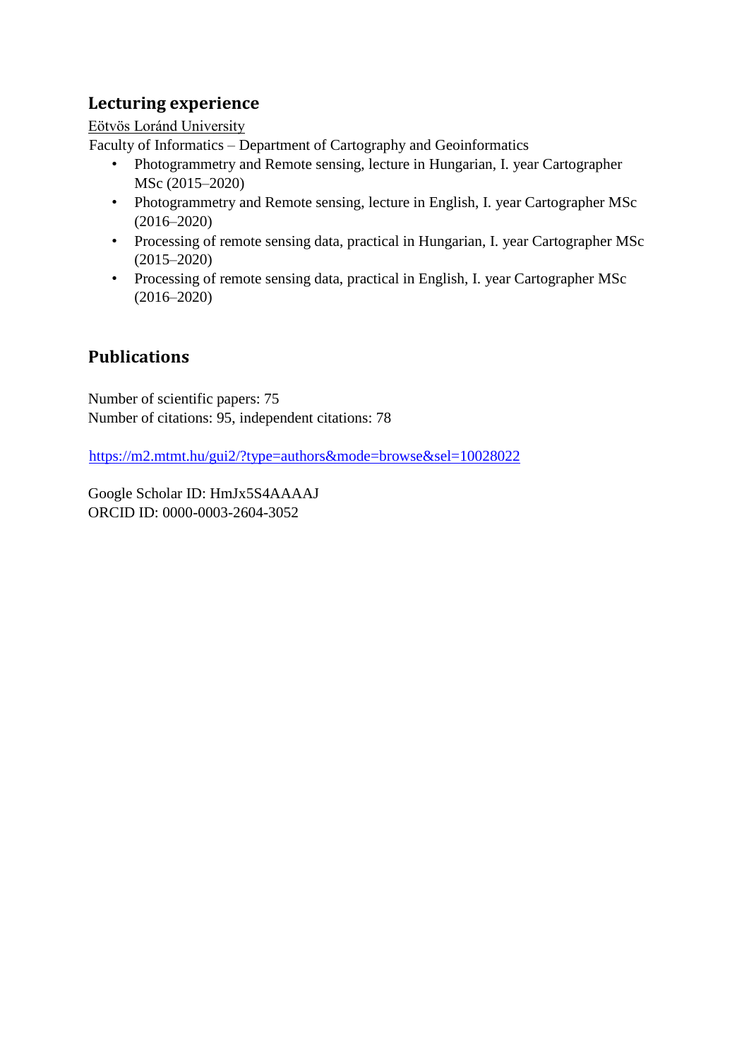## Lecturing experience

Eötvös Loránd University

Faculty of Informatics – Department of Cartography and Geoinformatics

- Photogrammetry and Remote sensing, lecture in Hungarian, I. year Cartographer MSc (2015–2020)
- Photogrammetry and Remote sensing, lecture in English, I. year Cartographer MSc (2016–2020)
- Processing of remote sensing data, practical in Hungarian, I. year Cartographer MSc (2015–2020)
- Processing of remote sensing data, practical in English, I. year Cartographer MSc (2016–2020)

## Publications

Number of scientific papers: 75
Number of citations: 95, independent citations: 78

https://m2.mtmt.hu/gui2/?type=authors&mode=browse&sel=10028022

Google Scholar ID: HmJx5S4AAAAJ
ORCID ID: 0000-0003-2604-3052